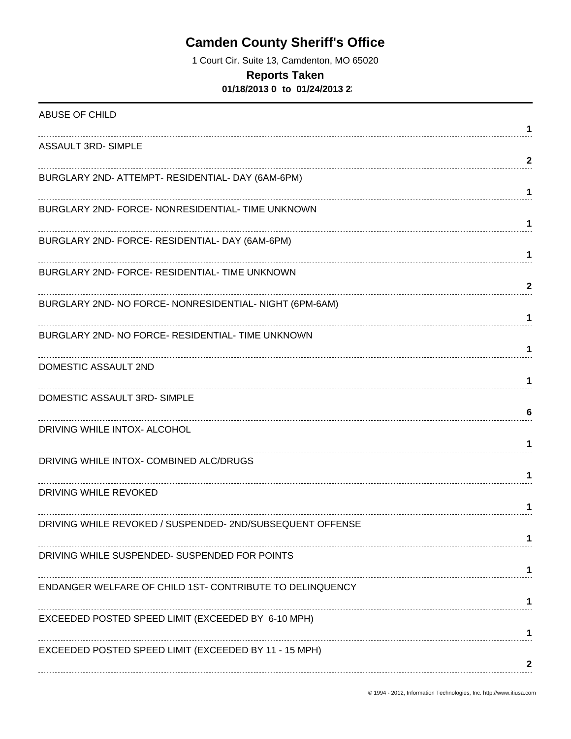# Camden County Sheriff's Office

1 Court Cir. Suite 13, Camdenton, MO 65020

## Reports Taken

**01/18/2013 0 to 01/24/2013 2**

| Offense | Count |
|---|---|
| ABUSE OF CHILD | 1 |
| ASSAULT 3RD- SIMPLE | 2 |
| BURGLARY 2ND- ATTEMPT- RESIDENTIAL- DAY (6AM-6PM) | 1 |
| BURGLARY 2ND- FORCE- NONRESIDENTIAL- TIME UNKNOWN | 1 |
| BURGLARY 2ND- FORCE- RESIDENTIAL- DAY (6AM-6PM) | 1 |
| BURGLARY 2ND- FORCE- RESIDENTIAL- TIME UNKNOWN | 2 |
| BURGLARY 2ND- NO FORCE- NONRESIDENTIAL- NIGHT (6PM-6AM) | 1 |
| BURGLARY 2ND- NO FORCE- RESIDENTIAL- TIME UNKNOWN | 1 |
| DOMESTIC ASSAULT 2ND | 1 |
| DOMESTIC ASSAULT 3RD- SIMPLE | 6 |
| DRIVING WHILE INTOX- ALCOHOL | 1 |
| DRIVING WHILE INTOX- COMBINED ALC/DRUGS | 1 |
| DRIVING WHILE REVOKED | 1 |
| DRIVING WHILE REVOKED / SUSPENDED- 2ND/SUBSEQUENT OFFENSE | 1 |
| DRIVING WHILE SUSPENDED- SUSPENDED FOR POINTS | 1 |
| ENDANGER WELFARE OF CHILD 1ST- CONTRIBUTE TO DELINQUENCY | 1 |
| EXCEEDED POSTED SPEED LIMIT (EXCEEDED BY 6-10 MPH) | 1 |
| EXCEEDED POSTED SPEED LIMIT (EXCEEDED BY 11 - 15 MPH) | 2 |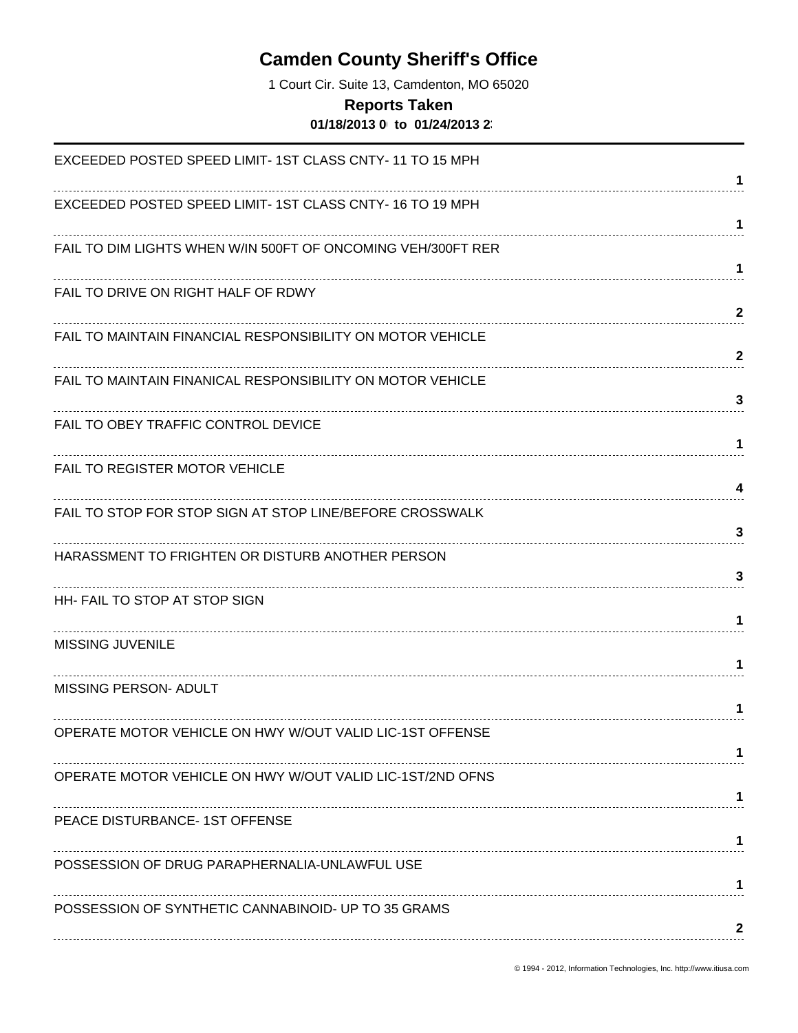# Camden County Sheriff's Office

1 Court Cir. Suite 13, Camdenton, MO 65020

## Reports Taken

**01/18/2013 0 to 01/24/2013 2**

| | |
|---|---|
| EXCEEDED POSTED SPEED LIMIT- 1ST CLASS CNTY- 11 TO 15 MPH | 1 |
| EXCEEDED POSTED SPEED LIMIT- 1ST CLASS CNTY- 16 TO 19 MPH | 1 |
| FAIL TO DIM LIGHTS WHEN W/IN 500FT OF ONCOMING VEH/300FT RER | 1 |
| FAIL TO DRIVE ON RIGHT HALF OF RDWY | 2 |
| FAIL TO MAINTAIN FINANCIAL RESPONSIBILITY ON MOTOR VEHICLE | 2 |
| FAIL TO MAINTAIN FINANICAL RESPONSIBILITY ON MOTOR VEHICLE | 3 |
| FAIL TO OBEY TRAFFIC CONTROL DEVICE | 1 |
| FAIL TO REGISTER MOTOR VEHICLE | 4 |
| FAIL TO STOP FOR STOP SIGN AT STOP LINE/BEFORE CROSSWALK | 3 |
| HARASSMENT TO FRIGHTEN OR DISTURB ANOTHER PERSON | 3 |
| HH- FAIL TO STOP AT STOP SIGN | 1 |
| MISSING JUVENILE | 1 |
| MISSING PERSON- ADULT | 1 |
| OPERATE MOTOR VEHICLE ON HWY W/OUT VALID LIC-1ST OFFENSE | 1 |
| OPERATE MOTOR VEHICLE ON HWY W/OUT VALID LIC-1ST/2ND OFNS | 1 |
| PEACE DISTURBANCE- 1ST OFFENSE | 1 |
| POSSESSION OF DRUG PARAPHERNALIA-UNLAWFUL USE | 1 |
| POSSESSION OF SYNTHETIC CANNABINOID- UP TO 35 GRAMS | 2 |

© 1994 - 2012, Information Technologies, Inc. http://www.itiusa.com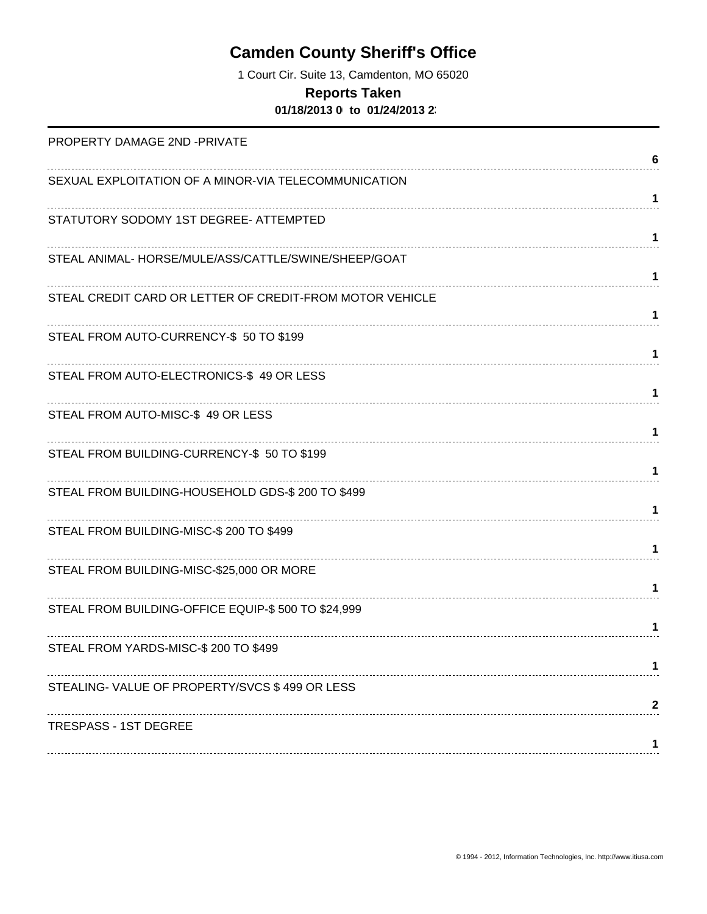# Camden County Sheriff's Office

1 Court Cir. Suite 13, Camdenton, MO 65020

**Reports Taken**

**01/18/2013 0 to 01/24/2013 2**

| Offense | Count |
|---|---|
| PROPERTY DAMAGE 2ND -PRIVATE | 6 |
| SEXUAL EXPLOITATION OF A MINOR-VIA TELECOMMUNICATION | 1 |
| STATUTORY SODOMY 1ST DEGREE- ATTEMPTED | 1 |
| STEAL ANIMAL- HORSE/MULE/ASS/CATTLE/SWINE/SHEEP/GOAT | 1 |
| STEAL CREDIT CARD OR LETTER OF CREDIT-FROM MOTOR VEHICLE | 1 |
| STEAL FROM AUTO-CURRENCY-$ 50 TO $199 | 1 |
| STEAL FROM AUTO-ELECTRONICS-$ 49 OR LESS | 1 |
| STEAL FROM AUTO-MISC-$ 49 OR LESS | 1 |
| STEAL FROM BUILDING-CURRENCY-$ 50 TO $199 | 1 |
| STEAL FROM BUILDING-HOUSEHOLD GDS-$ 200 TO $499 | 1 |
| STEAL FROM BUILDING-MISC-$ 200 TO $499 | 1 |
| STEAL FROM BUILDING-MISC-$25,000 OR MORE | 1 |
| STEAL FROM BUILDING-OFFICE EQUIP-$ 500 TO $24,999 | 1 |
| STEAL FROM YARDS-MISC-$ 200 TO $499 | 1 |
| STEALING- VALUE OF PROPERTY/SVCS $ 499 OR LESS | 2 |
| TRESPASS - 1ST DEGREE | 1 |

© 1994 - 2012, Information Technologies, Inc. http://www.itiusa.com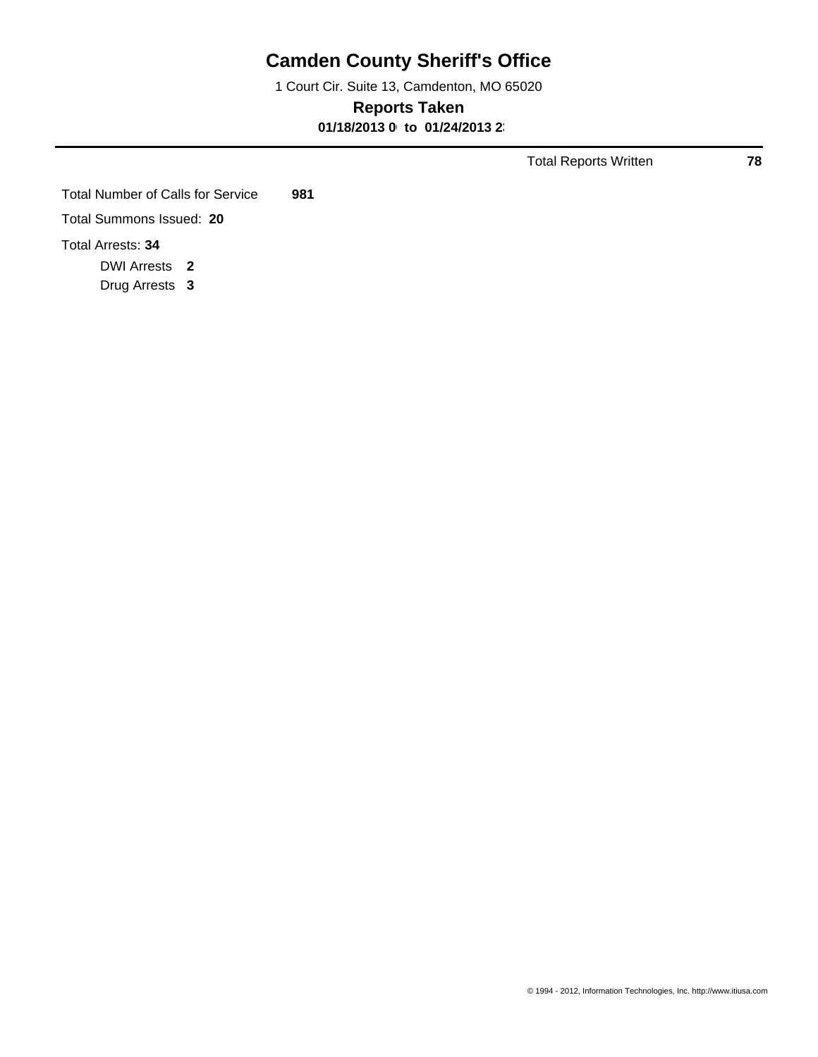# Camden County Sheriff's Office

1 Court Cir. Suite 13, Camdenton, MO 65020

**Reports Taken**

**01/18/2013 0 to 01/24/2013 2**

Total Reports Written **78**

Total Number of Calls for Service **981**

Total Summons Issued: **20**

Total Arrests: **34**

- DWI Arrests **2**
- Drug Arrests **3**

© 1994 - 2012, Information Technologies, Inc. http://www.itiusa.com